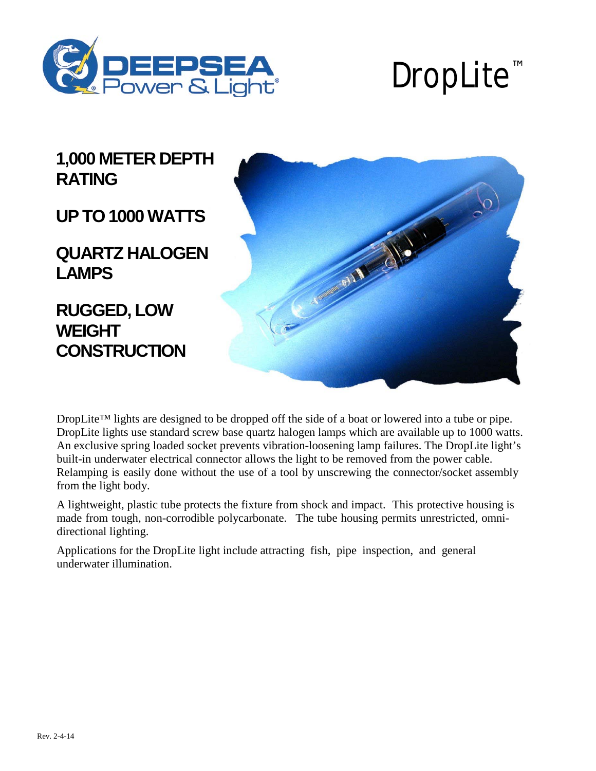# DropLite™

**1,000 METER DEPTH RATING**

**UP TO 1000 WATTS**

**QUARTZ HALOGEN LAMPS**

**RUGGED, LOW WEIGHT CONSTRUCTION**

DropLite™ lights are designed to be dropped off the side of a boat or lowered into a tube or pipe. DropLite lights use standard screw base quartz halogen lamps which are available up to 1000 watts. An exclusive spring loaded socket prevents vibration-loosening lamp failures. The DropLite light's built-in underwater electrical connector allows the light to be removed from the power cable. Relamping is easily done without the use of a tool by unscrewing the connector/socket assembly from the light body.

A lightweight, plastic tube protects the fixture from shock and impact. This protective housing is made from tough, non-corrodible polycarbonate. The tube housing permits unrestricted, omni-directional lighting.

Applications for the DropLite light include attracting fish, pipe inspection, and general underwater illumination.

Rev. 2-4-14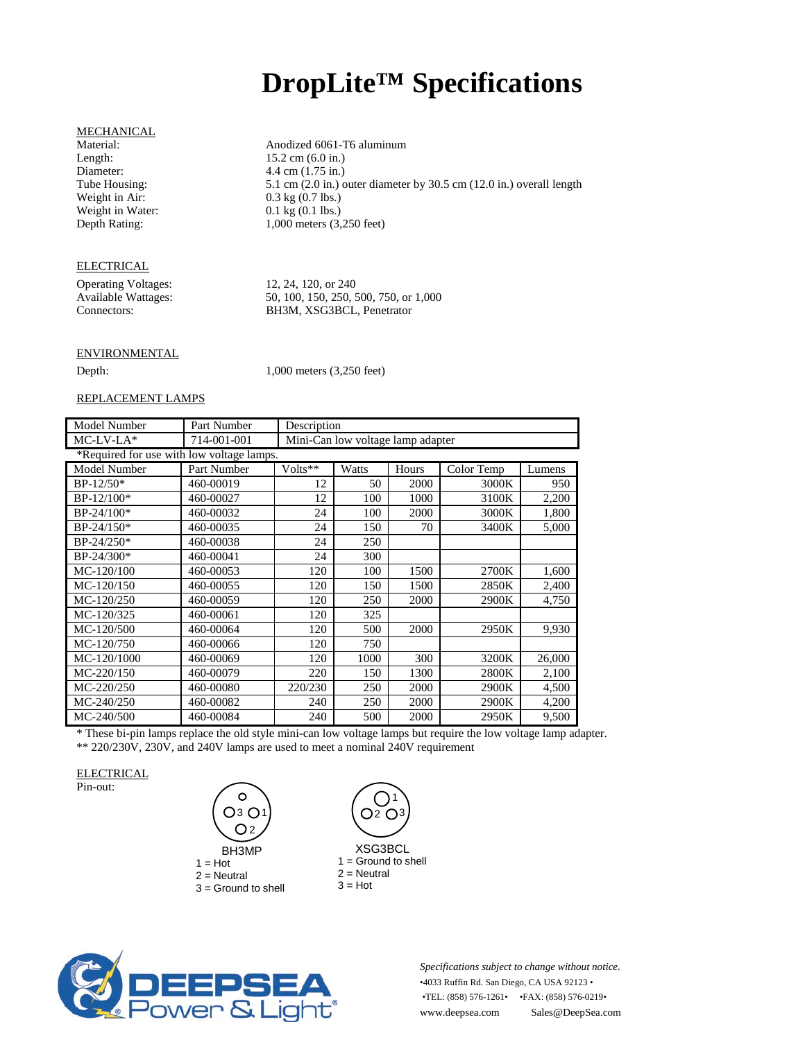# DropLite™ Specifications

MECHANICAL

| | |
|---|---|
| Material: | Anodized 6061-T6 aluminum |
| Length: | 15.2 cm (6.0 in.) |
| Diameter: | 4.4 cm (1.75 in.) |
| Tube Housing: | 5.1 cm (2.0 in.) outer diameter by 30.5 cm (12.0 in.) overall length |
| Weight in Air: | 0.3 kg (0.7 lbs.) |
| Weight in Water: | 0.1 kg (0.1 lbs.) |
| Depth Rating: | 1,000 meters (3,250 feet) |

ELECTRICAL

| | |
|---|---|
| Operating Voltages: | 12, 24, 120, or 240 |
| Available Wattages: | 50, 100, 150, 250, 500, 750, or 1,000 |
| Connectors: | BH3M, XSG3BCL, Penetrator |

ENVIRONMENTAL

| | |
|---|---|
| Depth: | 1,000 meters (3,250 feet) |

REPLACEMENT LAMPS

| Model Number | Part Number | Description |
|---|---|---|
| MC-LV-LA* | 714-001-001 | Mini-Can low voltage lamp adapter |

*Required for use with low voltage lamps.

| Model Number | Part Number | Volts** | Watts | Hours | Color Temp | Lumens |
|---|---|---|---|---|---|---|
| BP-12/50* | 460-00019 | 12 | 50 | 2000 | 3000K | 950 |
| BP-12/100* | 460-00027 | 12 | 100 | 1000 | 3100K | 2,200 |
| BP-24/100* | 460-00032 | 24 | 100 | 2000 | 3000K | 1,800 |
| BP-24/150* | 460-00035 | 24 | 150 | 70 | 3400K | 5,000 |
| BP-24/250* | 460-00038 | 24 | 250 | | | |
| BP-24/300* | 460-00041 | 24 | 300 | | | |
| MC-120/100 | 460-00053 | 120 | 100 | 1500 | 2700K | 1,600 |
| MC-120/150 | 460-00055 | 120 | 150 | 1500 | 2850K | 2,400 |
| MC-120/250 | 460-00059 | 120 | 250 | 2000 | 2900K | 4,750 |
| MC-120/325 | 460-00061 | 120 | 325 | | | |
| MC-120/500 | 460-00064 | 120 | 500 | 2000 | 2950K | 9,930 |
| MC-120/750 | 460-00066 | 120 | 750 | | | |
| MC-120/1000 | 460-00069 | 120 | 1000 | 300 | 3200K | 26,000 |
| MC-220/150 | 460-00079 | 220 | 150 | 1300 | 2800K | 2,100 |
| MC-220/250 | 460-00080 | 220/230 | 250 | 2000 | 2900K | 4,500 |
| MC-240/250 | 460-00082 | 240 | 250 | 2000 | 2900K | 4,200 |
| MC-240/500 | 460-00084 | 240 | 500 | 2000 | 2950K | 9,500 |

* These bi-pin lamps replace the old style mini-can low voltage lamps but require the low voltage lamp adapter.
** 220/230V, 230V, and 240V lamps are used to meet a nominal 240V requirement

ELECTRICAL
Pin-out:

BH3MP
1 = Hot
2 = Neutral
3 = Ground to shell

XSG3BCL
1 = Ground to shell
2 = Neutral
3 = Hot

DEEPSEA Power & Light®

*Specifications subject to change without notice.*
•4033 Ruffin Rd. San Diego, CA USA 92123 •
•TEL: (858) 576-1261• •FAX: (858) 576-0219•
www.deepsea.com Sales@DeepSea.com